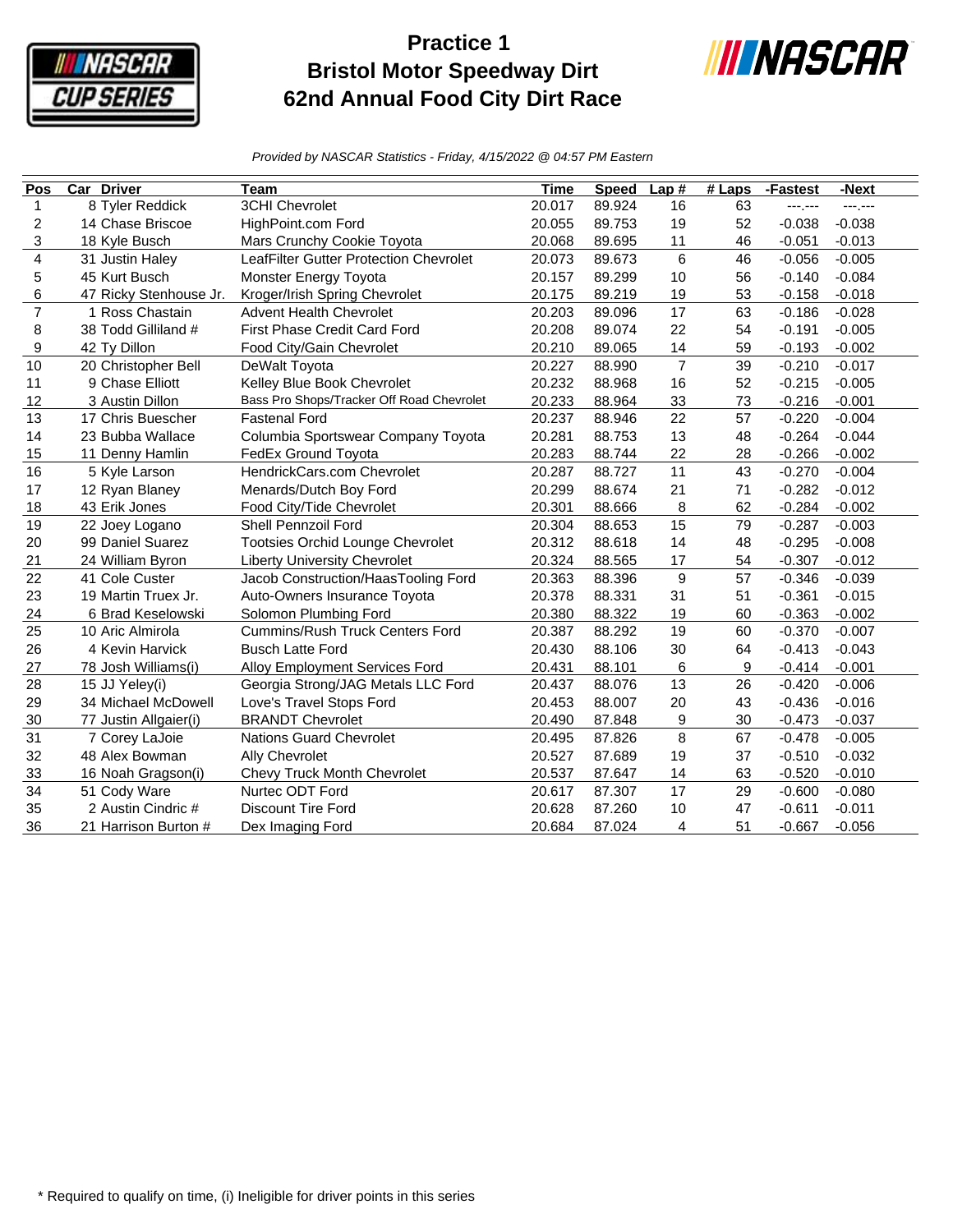# Practice 1
# Bristol Motor Speedway Dirt
# 62nd Annual Food City Dirt Race

*Provided by NASCAR Statistics - Friday, 4/15/2022 @ 04:57 PM Eastern*

| Pos | Car | Driver | Team | Time | Speed | Lap # | # Laps | -Fastest | -Next |
|---|---|---|---|---|---|---|---|---|---|
| 1 | 8 | Tyler Reddick | 3CHI Chevrolet | 20.017 | 89.924 | 16 | 63 | ---.--- | ---.--- |
| 2 | 14 | Chase Briscoe | HighPoint.com Ford | 20.055 | 89.753 | 19 | 52 | -0.038 | -0.038 |
| 3 | 18 | Kyle Busch | Mars Crunchy Cookie Toyota | 20.068 | 89.695 | 11 | 46 | -0.051 | -0.013 |
| 4 | 31 | Justin Haley | LeafFilter Gutter Protection Chevrolet | 20.073 | 89.673 | 6 | 46 | -0.056 | -0.005 |
| 5 | 45 | Kurt Busch | Monster Energy Toyota | 20.157 | 89.299 | 10 | 56 | -0.140 | -0.084 |
| 6 | 47 | Ricky Stenhouse Jr. | Kroger/Irish Spring Chevrolet | 20.175 | 89.219 | 19 | 53 | -0.158 | -0.018 |
| 7 | 1 | Ross Chastain | Advent Health Chevrolet | 20.203 | 89.096 | 17 | 63 | -0.186 | -0.028 |
| 8 | 38 | Todd Gilliland # | First Phase Credit Card Ford | 20.208 | 89.074 | 22 | 54 | -0.191 | -0.005 |
| 9 | 42 | Ty Dillon | Food City/Gain Chevrolet | 20.210 | 89.065 | 14 | 59 | -0.193 | -0.002 |
| 10 | 20 | Christopher Bell | DeWalt Toyota | 20.227 | 88.990 | 7 | 39 | -0.210 | -0.017 |
| 11 | 9 | Chase Elliott | Kelley Blue Book Chevrolet | 20.232 | 88.968 | 16 | 52 | -0.215 | -0.005 |
| 12 | 3 | Austin Dillon | Bass Pro Shops/Tracker Off Road Chevrolet | 20.233 | 88.964 | 33 | 73 | -0.216 | -0.001 |
| 13 | 17 | Chris Buescher | Fastenal Ford | 20.237 | 88.946 | 22 | 57 | -0.220 | -0.004 |
| 14 | 23 | Bubba Wallace | Columbia Sportswear Company Toyota | 20.281 | 88.753 | 13 | 48 | -0.264 | -0.044 |
| 15 | 11 | Denny Hamlin | FedEx Ground Toyota | 20.283 | 88.744 | 22 | 28 | -0.266 | -0.002 |
| 16 | 5 | Kyle Larson | HendrickCars.com Chevrolet | 20.287 | 88.727 | 11 | 43 | -0.270 | -0.004 |
| 17 | 12 | Ryan Blaney | Menards/Dutch Boy Ford | 20.299 | 88.674 | 21 | 71 | -0.282 | -0.012 |
| 18 | 43 | Erik Jones | Food City/Tide Chevrolet | 20.301 | 88.666 | 8 | 62 | -0.284 | -0.002 |
| 19 | 22 | Joey Logano | Shell Pennzoil Ford | 20.304 | 88.653 | 15 | 79 | -0.287 | -0.003 |
| 20 | 99 | Daniel Suarez | Tootsies Orchid Lounge Chevrolet | 20.312 | 88.618 | 14 | 48 | -0.295 | -0.008 |
| 21 | 24 | William Byron | Liberty University Chevrolet | 20.324 | 88.565 | 17 | 54 | -0.307 | -0.012 |
| 22 | 41 | Cole Custer | Jacob Construction/HaasTooling Ford | 20.363 | 88.396 | 9 | 57 | -0.346 | -0.039 |
| 23 | 19 | Martin Truex Jr. | Auto-Owners Insurance Toyota | 20.378 | 88.331 | 31 | 51 | -0.361 | -0.015 |
| 24 | 6 | Brad Keselowski | Solomon Plumbing Ford | 20.380 | 88.322 | 19 | 60 | -0.363 | -0.002 |
| 25 | 10 | Aric Almirola | Cummins/Rush Truck Centers Ford | 20.387 | 88.292 | 19 | 60 | -0.370 | -0.007 |
| 26 | 4 | Kevin Harvick | Busch Latte Ford | 20.430 | 88.106 | 30 | 64 | -0.413 | -0.043 |
| 27 | 78 | Josh Williams(i) | Alloy Employment Services Ford | 20.431 | 88.101 | 6 | 9 | -0.414 | -0.001 |
| 28 | 15 | JJ Yeley(i) | Georgia Strong/JAG Metals LLC Ford | 20.437 | 88.076 | 13 | 26 | -0.420 | -0.006 |
| 29 | 34 | Michael McDowell | Love's Travel Stops Ford | 20.453 | 88.007 | 20 | 43 | -0.436 | -0.016 |
| 30 | 77 | Justin Allgaier(i) | BRANDT Chevrolet | 20.490 | 87.848 | 9 | 30 | -0.473 | -0.037 |
| 31 | 7 | Corey LaJoie | Nations Guard Chevrolet | 20.495 | 87.826 | 8 | 67 | -0.478 | -0.005 |
| 32 | 48 | Alex Bowman | Ally Chevrolet | 20.527 | 87.689 | 19 | 37 | -0.510 | -0.032 |
| 33 | 16 | Noah Gragson(i) | Chevy Truck Month Chevrolet | 20.537 | 87.647 | 14 | 63 | -0.520 | -0.010 |
| 34 | 51 | Cody Ware | Nurtec ODT Ford | 20.617 | 87.307 | 17 | 29 | -0.600 | -0.080 |
| 35 | 2 | Austin Cindric # | Discount Tire Ford | 20.628 | 87.260 | 10 | 47 | -0.611 | -0.011 |
| 36 | 21 | Harrison Burton # | Dex Imaging Ford | 20.684 | 87.024 | 4 | 51 | -0.667 | -0.056 |

\* Required to qualify on time, (i) Ineligible for driver points in this series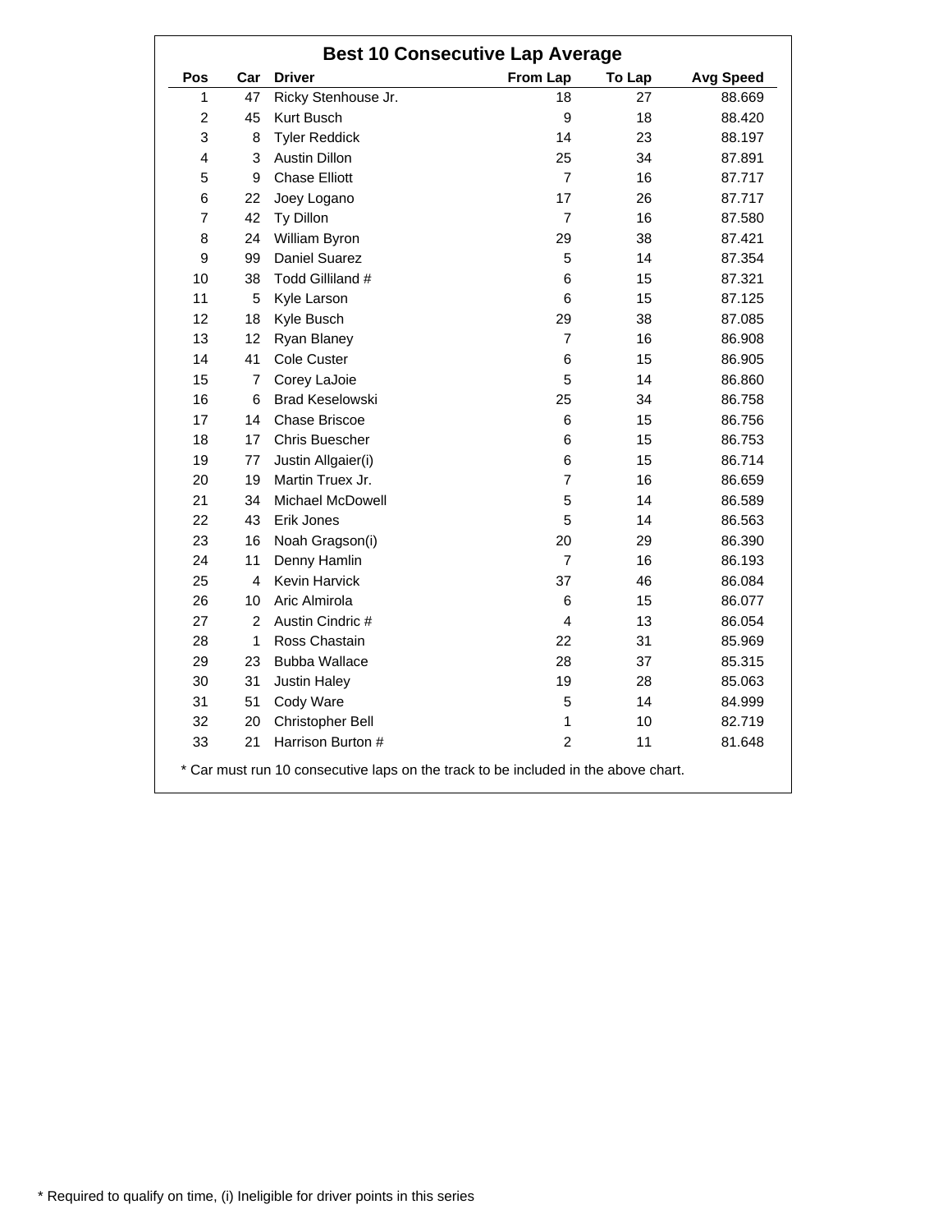## Best 10 Consecutive Lap Average

| Pos | Car | Driver | From Lap | To Lap | Avg Speed |
|---|---|---|---|---|---|
| 1 | 47 | Ricky Stenhouse Jr. | 18 | 27 | 88.669 |
| 2 | 45 | Kurt Busch | 9 | 18 | 88.420 |
| 3 | 8 | Tyler Reddick | 14 | 23 | 88.197 |
| 4 | 3 | Austin Dillon | 25 | 34 | 87.891 |
| 5 | 9 | Chase Elliott | 7 | 16 | 87.717 |
| 6 | 22 | Joey Logano | 17 | 26 | 87.717 |
| 7 | 42 | Ty Dillon | 7 | 16 | 87.580 |
| 8 | 24 | William Byron | 29 | 38 | 87.421 |
| 9 | 99 | Daniel Suarez | 5 | 14 | 87.354 |
| 10 | 38 | Todd Gilliland # | 6 | 15 | 87.321 |
| 11 | 5 | Kyle Larson | 6 | 15 | 87.125 |
| 12 | 18 | Kyle Busch | 29 | 38 | 87.085 |
| 13 | 12 | Ryan Blaney | 7 | 16 | 86.908 |
| 14 | 41 | Cole Custer | 6 | 15 | 86.905 |
| 15 | 7 | Corey LaJoie | 5 | 14 | 86.860 |
| 16 | 6 | Brad Keselowski | 25 | 34 | 86.758 |
| 17 | 14 | Chase Briscoe | 6 | 15 | 86.756 |
| 18 | 17 | Chris Buescher | 6 | 15 | 86.753 |
| 19 | 77 | Justin Allgaier(i) | 6 | 15 | 86.714 |
| 20 | 19 | Martin Truex Jr. | 7 | 16 | 86.659 |
| 21 | 34 | Michael McDowell | 5 | 14 | 86.589 |
| 22 | 43 | Erik Jones | 5 | 14 | 86.563 |
| 23 | 16 | Noah Gragson(i) | 20 | 29 | 86.390 |
| 24 | 11 | Denny Hamlin | 7 | 16 | 86.193 |
| 25 | 4 | Kevin Harvick | 37 | 46 | 86.084 |
| 26 | 10 | Aric Almirola | 6 | 15 | 86.077 |
| 27 | 2 | Austin Cindric # | 4 | 13 | 86.054 |
| 28 | 1 | Ross Chastain | 22 | 31 | 85.969 |
| 29 | 23 | Bubba Wallace | 28 | 37 | 85.315 |
| 30 | 31 | Justin Haley | 19 | 28 | 85.063 |
| 31 | 51 | Cody Ware | 5 | 14 | 84.999 |
| 32 | 20 | Christopher Bell | 1 | 10 | 82.719 |
| 33 | 21 | Harrison Burton # | 2 | 11 | 81.648 |

* Car must run 10 consecutive laps on the track to be included in the above chart.

* Required to qualify on time, (i) Ineligible for driver points in this series